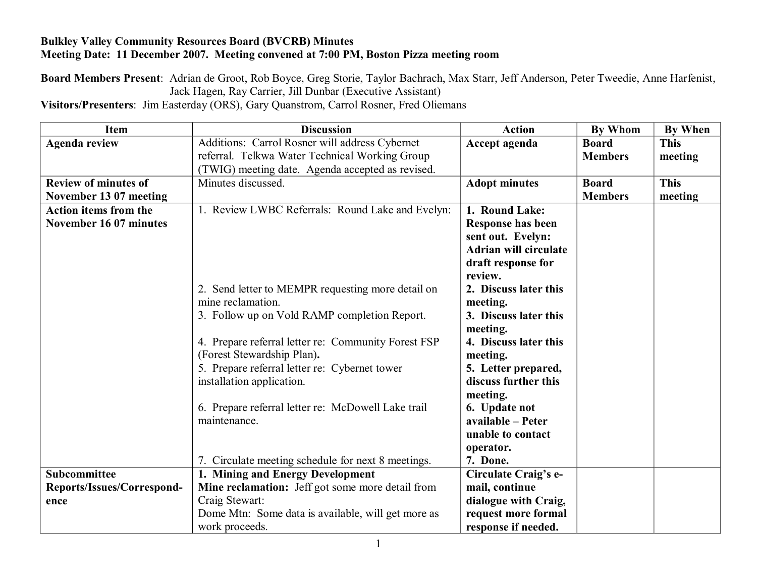**Bulkley Valley Community Resources Board (BVCRB) Minutes**
**Meeting Date: 11 December 2007. Meeting convened at 7:00 PM, Boston Pizza meeting room**

**Board Members Present**: Adrian de Groot, Rob Boyce, Greg Storie, Taylor Bachrach, Max Starr, Jeff Anderson, Peter Tweedie, Anne Harfenist, Jack Hagen, Ray Carrier, Jill Dunbar (Executive Assistant)
**Visitors/Presenters**: Jim Easterday (ORS), Gary Quanstrom, Carrol Rosner, Fred Oliemans

| Item | Discussion | Action | By Whom | By When |
|---|---|---|---|---|
| **Agenda review** | Additions: Carrol Rosner will address Cybernet referral. Telkwa Water Technical Working Group (TWIG) meeting date. Agenda accepted as revised. | **Accept agenda** | **Board Members** | **This meeting** |
| **Review of minutes of November 13 07 meeting** | Minutes discussed. | **Adopt minutes** | **Board Members** | **This meeting** |
| **Action items from the November 16 07 minutes** | 1. Review LWBC Referrals: Round Lake and Evelyn:<br>2. Send letter to MEMPR requesting more detail on mine reclamation.<br>3. Follow up on Vold RAMP completion Report.<br>4. Prepare referral letter re: Community Forest FSP (Forest Stewardship Plan).<br>5. Prepare referral letter re: Cybernet tower installation application.<br>6. Prepare referral letter re: McDowell Lake trail maintenance.<br>7. Circulate meeting schedule for next 8 meetings. | **1. Round Lake: Response has been sent out. Evelyn: Adrian will circulate draft response for review.**<br>**2. Discuss later this meeting.**<br>**3. Discuss later this meeting.**<br>**4. Discuss later this meeting.**<br>**5. Letter prepared, discuss further this meeting.**<br>**6. Update not available – Peter unable to contact operator.**<br>**7. Done.** | | |
| **Subcommittee Reports/Issues/Correspond-ence** | **1. Mining and Energy Development**<br>**Mine reclamation:** Jeff got some more detail from Craig Stewart:<br>Dome Mtn: Some data is available, will get more as work proceeds. | **Circulate Craig's e-mail, continue dialogue with Craig, request more formal response if needed.** | | |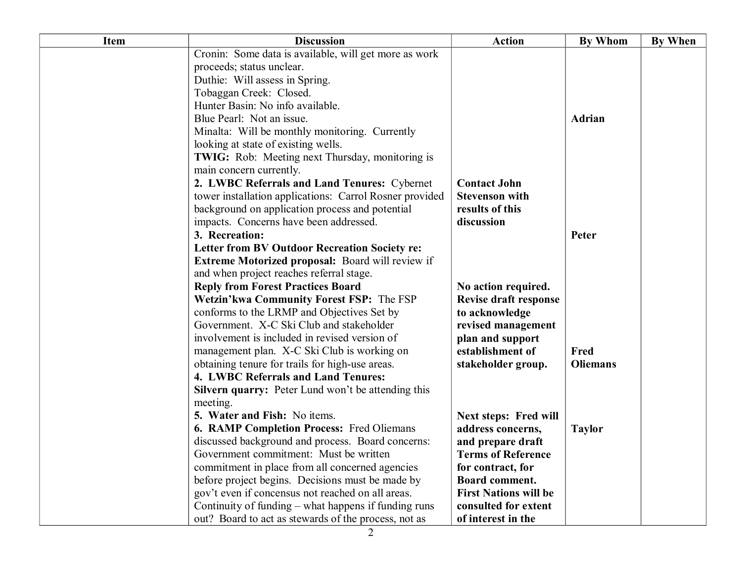| Item | Discussion | Action | By Whom | By When |
|---|---|---|---|---|
| | Cronin: Some data is available, will get more as work proceeds; status unclear.<br>Duthie: Will assess in Spring.<br>Tobaggan Creek: Closed.<br>Hunter Basin: No info available.<br>Blue Pearl: Not an issue.<br>Minalta: Will be monthly monitoring. Currently looking at state of existing wells.<br>**TWIG:** Rob: Meeting next Thursday, monitoring is main concern currently. | | **Adrian** | |
| | **2. LWBC Referrals and Land Tenures:** Cybernet tower installation applications: Carrol Rosner provided background on application process and potential impacts. Concerns have been addressed. | **Contact John Stevenson with results of this discussion** | **Peter** | |
| | **3. Recreation:**<br>**Letter from BV Outdoor Recreation Society re: Extreme Motorized proposal:** Board will review if and when project reaches referral stage.<br>**Reply from Forest Practices Board** | **No action required.** | | |
| | **Wetzin'kwa Community Forest FSP:** The FSP conforms to the LRMP and Objectives Set by Government. X-C Ski Club and stakeholder involvement is included in revised version of management plan. X-C Ski Club is working on obtaining tenure for trails for high-use areas. | **Revise draft response to acknowledge revised management plan and support establishment of stakeholder group.** | **Fred Oliemans** | |
| | **4. LWBC Referrals and Land Tenures:**<br>**Silvern quarry:** Peter Lund won't be attending this meeting.<br>**5. Water and Fish:** No items. | | | |
| | **6. RAMP Completion Process:** Fred Oliemans discussed background and process. Board concerns: Government commitment: Must be written commitment in place from all concerned agencies before project begins. Decisions must be made by gov't even if concensus not reached on all areas. Continuity of funding – what happens if funding runs out? Board to act as stewards of the process, not as | **Next steps: Fred will address concerns, and prepare draft Terms of Reference for contract, for Board comment. First Nations will be consulted for extent of interest in the** | **Taylor** | |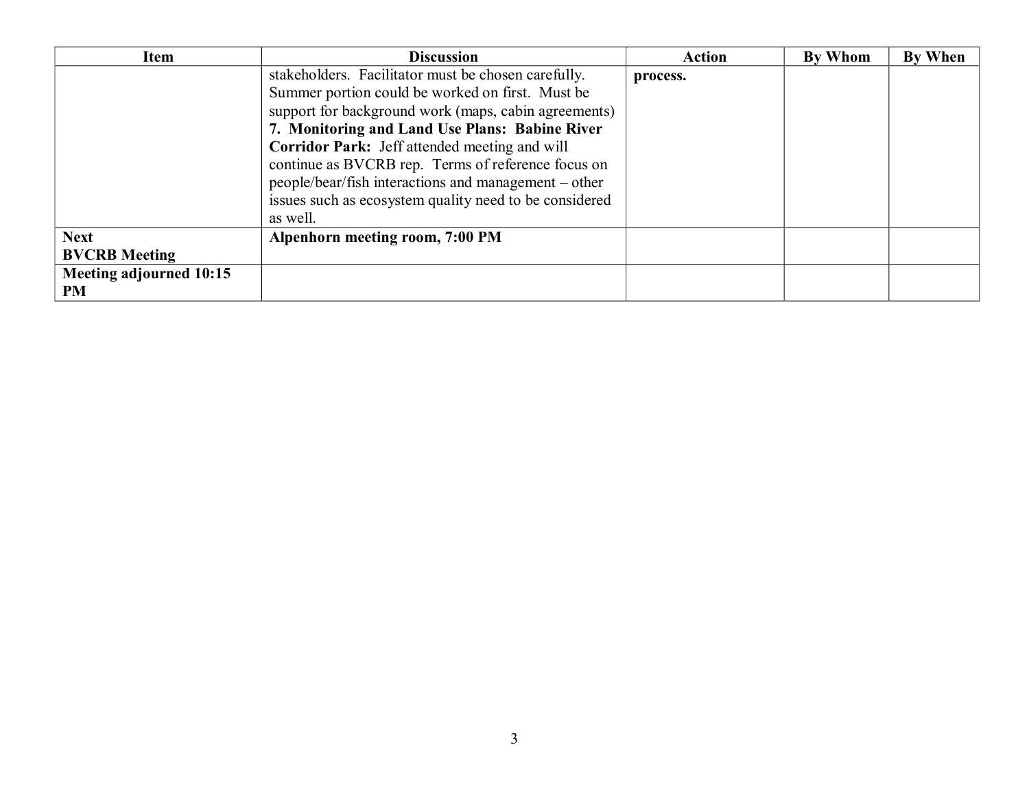| Item | Discussion | Action | By Whom | By When |
|---|---|---|---|---|
| | stakeholders.  Facilitator must be chosen carefully.  Summer portion could be worked on first.  Must be support for background work (maps, cabin agreements) **7.  Monitoring and Land Use Plans:  Babine River Corridor Park:**  Jeff attended meeting and will continue as BVCRB rep.  Terms of reference focus on people/bear/fish interactions and management – other issues such as ecosystem quality need to be considered as well. | **process.** | | |
| **Next BVCRB Meeting** | **Alpenhorn meeting room, 7:00 PM** | | | |
| **Meeting adjourned 10:15 PM** | | | | |